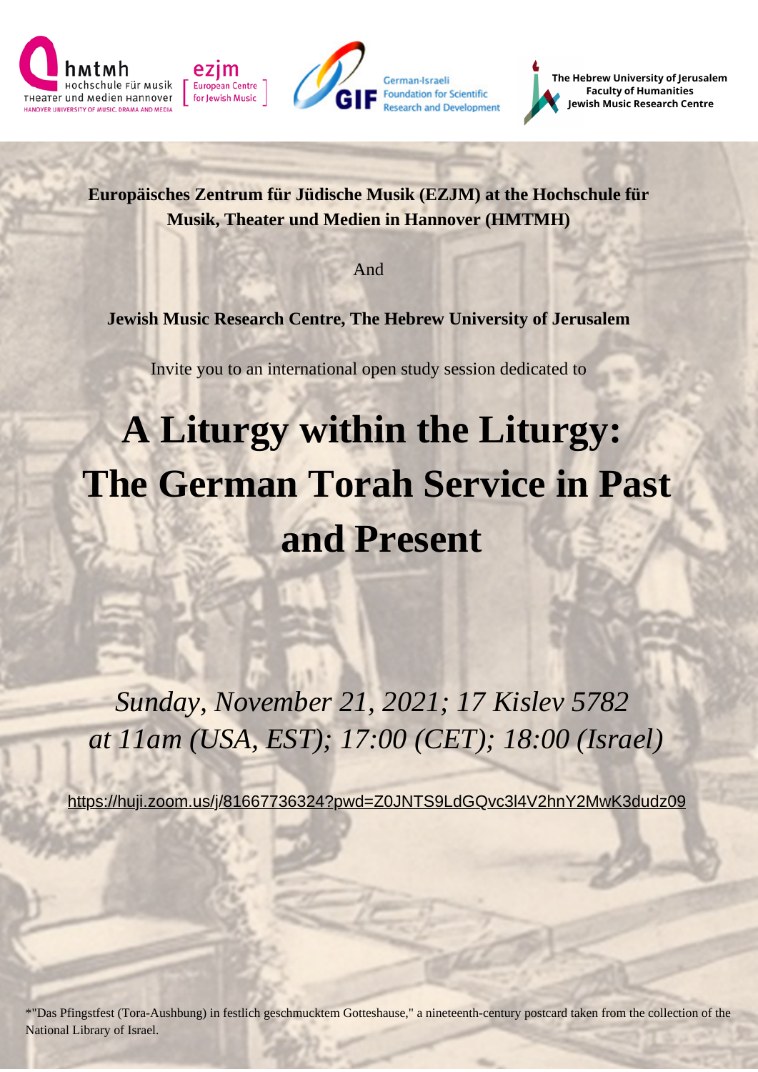hmtmh Hochschule für Musik Theater und Medien Hannover — HANOVER UNIVERSITY OF MUSIC, DRAMA AND MEDIA

ezjm European Centre for Jewish Music

GIF German-Israeli Foundation for Scientific Research and Development

**The Hebrew University of Jerusalem**
**Faculty of Humanities**
**Jewish Music Research Centre**

**Europäisches Zentrum für Jüdische Musik (EZJM) at the Hochschule für Musik, Theater und Medien in Hannover (HMTMH)**

And

**Jewish Music Research Centre, The Hebrew University of Jerusalem**

Invite you to an international open study session dedicated to

# A Liturgy within the Liturgy: The German Torah Service in Past and Present

*Sunday, November 21, 2021; 17 Kislev 5782*
*at 11am (USA, EST); 17:00 (CET); 18:00 (Israel)*

https://huji.zoom.us/j/81667736324?pwd=Z0JNTS9LdGQvc3l4V2hnY2MwK3dudz09

*"Das Pfingstfest (Tora-Aushbung) in festlich geschmucktem Gotteshause," a nineteenth-century postcard taken from the collection of the National Library of Israel.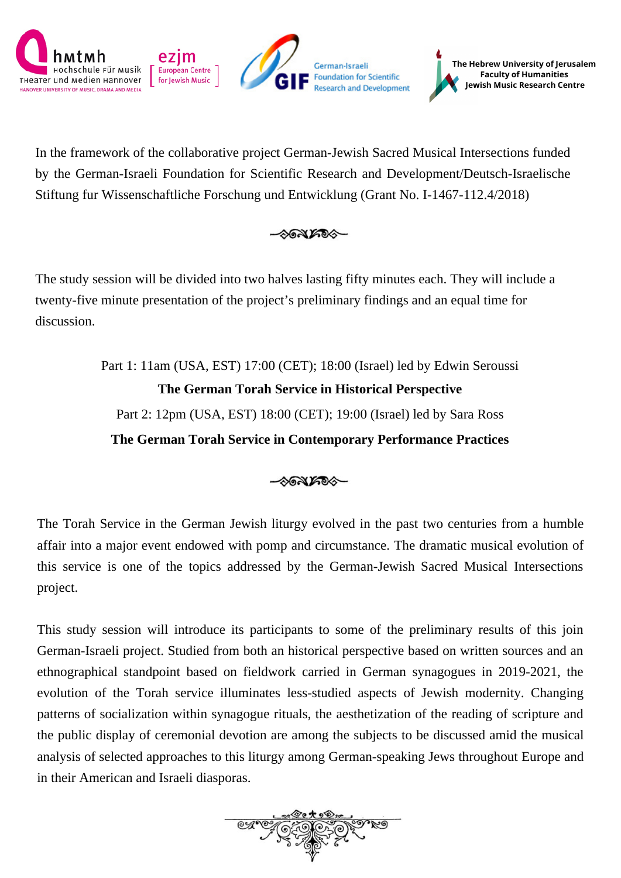The Hebrew University of Jerusalem
Faculty of Humanities
Jewish Music Research Centre

In the framework of the collaborative project German-Jewish Sacred Musical Intersections funded by the German-Israeli Foundation for Scientific Research and Development/Deutsch-Israelische Stiftung fur Wissenschaftliche Forschung und Entwicklung (Grant No. I-1467-112.4/2018)

The study session will be divided into two halves lasting fifty minutes each. They will include a twenty-five minute presentation of the project's preliminary findings and an equal time for discussion.

Part 1: 11am (USA, EST) 17:00 (CET); 18:00 (Israel) led by Edwin Seroussi

**The German Torah Service in Historical Perspective**

Part 2: 12pm (USA, EST) 18:00 (CET); 19:00 (Israel) led by Sara Ross

**The German Torah Service in Contemporary Performance Practices**

The Torah Service in the German Jewish liturgy evolved in the past two centuries from a humble affair into a major event endowed with pomp and circumstance. The dramatic musical evolution of this service is one of the topics addressed by the German-Jewish Sacred Musical Intersections project.

This study session will introduce its participants to some of the preliminary results of this join German-Israeli project. Studied from both an historical perspective based on written sources and an ethnographical standpoint based on fieldwork carried in German synagogues in 2019-2021, the evolution of the Torah service illuminates less-studied aspects of Jewish modernity. Changing patterns of socialization within synagogue rituals, the aesthetization of the reading of scripture and the public display of ceremonial devotion are among the subjects to be discussed amid the musical analysis of selected approaches to this liturgy among German-speaking Jews throughout Europe and in their American and Israeli diasporas.